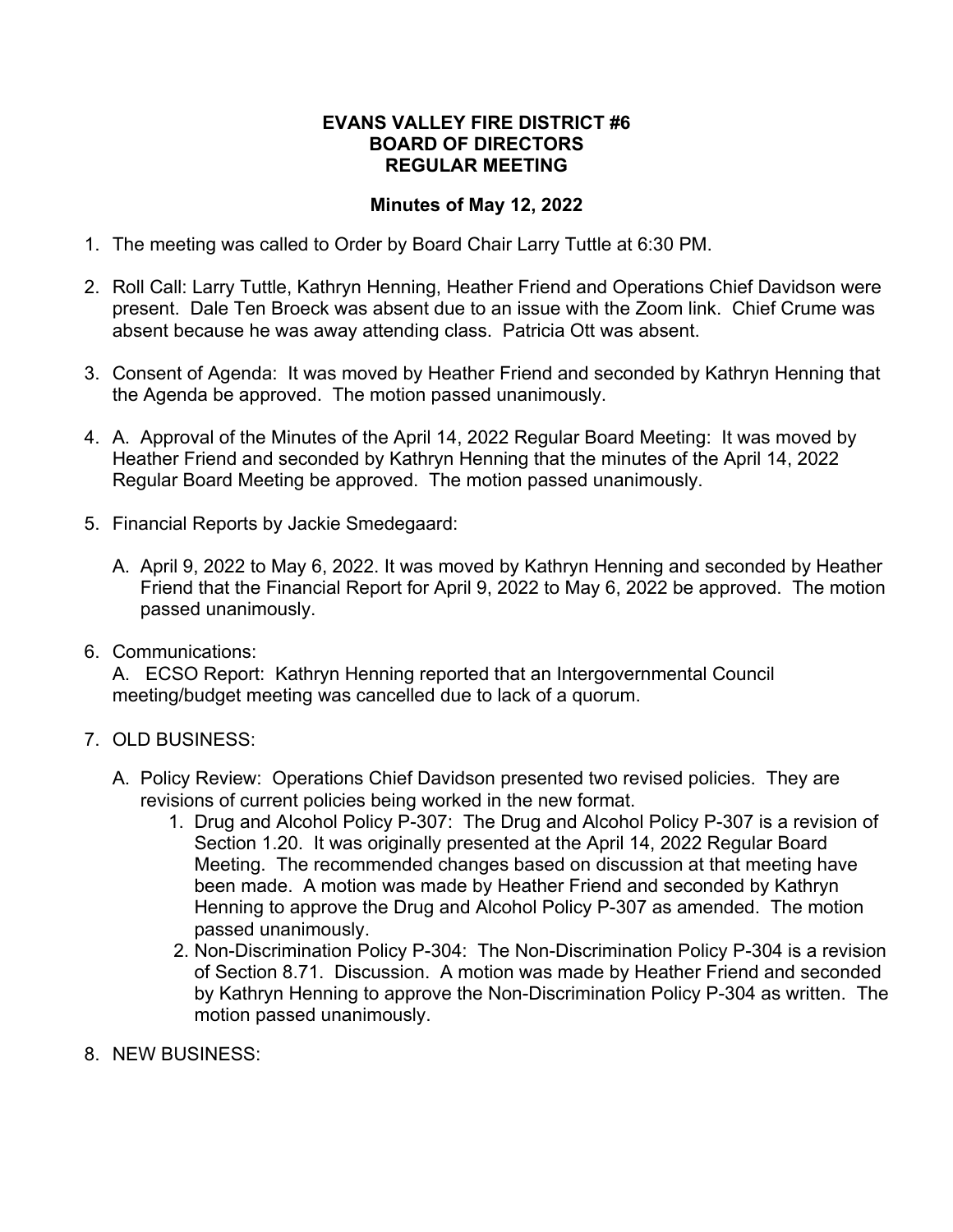# EVANS VALLEY FIRE DISTRICT #6
# BOARD OF DIRECTORS
# REGULAR MEETING

## Minutes of May 12, 2022

1. The meeting was called to Order by Board Chair Larry Tuttle at 6:30 PM.

2. Roll Call: Larry Tuttle, Kathryn Henning, Heather Friend and Operations Chief Davidson were present. Dale Ten Broeck was absent due to an issue with the Zoom link. Chief Crume was absent because he was away attending class. Patricia Ott was absent.

3. Consent of Agenda: It was moved by Heather Friend and seconded by Kathryn Henning that the Agenda be approved. The motion passed unanimously.

4. A. Approval of the Minutes of the April 14, 2022 Regular Board Meeting: It was moved by Heather Friend and seconded by Kathryn Henning that the minutes of the April 14, 2022 Regular Board Meeting be approved. The motion passed unanimously.

5. Financial Reports by Jackie Smedegaard:

   A. April 9, 2022 to May 6, 2022. It was moved by Kathryn Henning and seconded by Heather Friend that the Financial Report for April 9, 2022 to May 6, 2022 be approved. The motion passed unanimously.

6. Communications:

   A. ECSO Report: Kathryn Henning reported that an Intergovernmental Council meeting/budget meeting was cancelled due to lack of a quorum.

7. OLD BUSINESS:

   A. Policy Review: Operations Chief Davidson presented two revised policies. They are revisions of current policies being worked in the new format.

      1. Drug and Alcohol Policy P-307: The Drug and Alcohol Policy P-307 is a revision of Section 1.20. It was originally presented at the April 14, 2022 Regular Board Meeting. The recommended changes based on discussion at that meeting have been made. A motion was made by Heather Friend and seconded by Kathryn Henning to approve the Drug and Alcohol Policy P-307 as amended. The motion passed unanimously.
      2. Non-Discrimination Policy P-304: The Non-Discrimination Policy P-304 is a revision of Section 8.71. Discussion. A motion was made by Heather Friend and seconded by Kathryn Henning to approve the Non-Discrimination Policy P-304 as written. The motion passed unanimously.

8. NEW BUSINESS: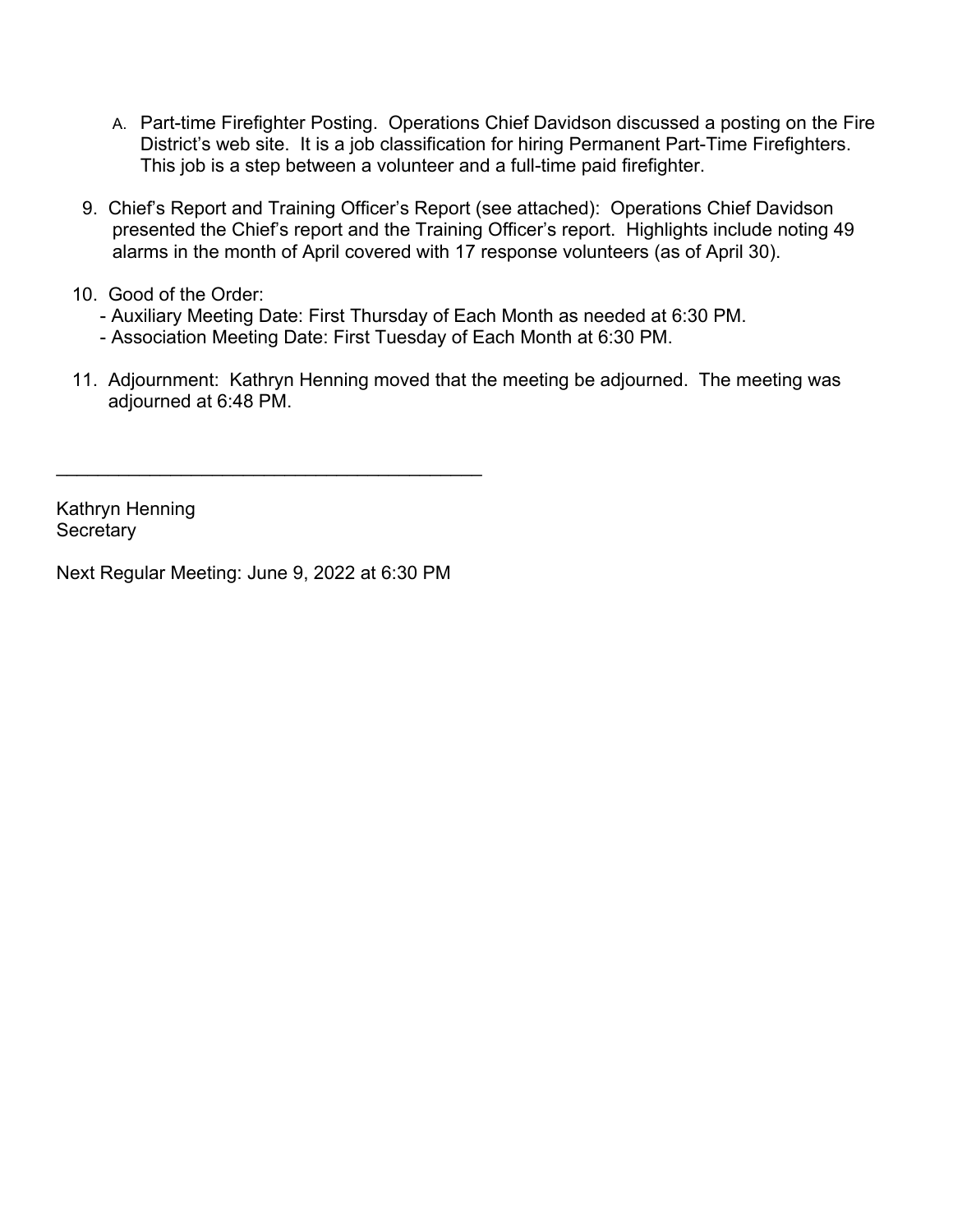A. Part-time Firefighter Posting. Operations Chief Davidson discussed a posting on the Fire District's web site. It is a job classification for hiring Permanent Part-Time Firefighters. This job is a step between a volunteer and a full-time paid firefighter.

9. Chief's Report and Training Officer's Report (see attached): Operations Chief Davidson presented the Chief's report and the Training Officer's report. Highlights include noting 49 alarms in the month of April covered with 17 response volunteers (as of April 30).

10. Good of the Order:
    - Auxiliary Meeting Date: First Thursday of Each Month as needed at 6:30 PM.
    - Association Meeting Date: First Tuesday of Each Month at 6:30 PM.

11. Adjournment: Kathryn Henning moved that the meeting be adjourned. The meeting was adjourned at 6:48 PM.

\_\_\_\_\_\_\_\_\_\_\_\_\_\_\_\_\_\_\_\_\_\_\_\_\_\_\_\_\_\_\_\_\_\_\_\_\_\_\_\_

Kathryn Henning
Secretary

Next Regular Meeting: June 9, 2022 at 6:30 PM